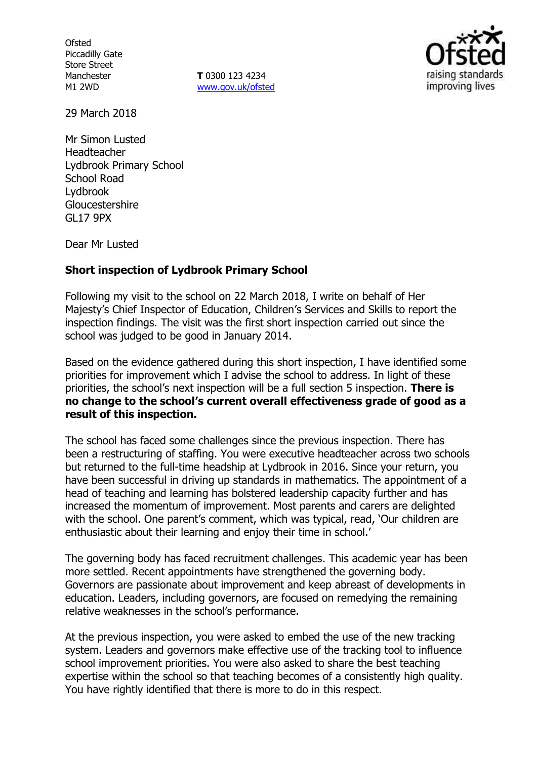Ofsted
Piccadilly Gate
Store Street
Manchester
M1 2WD

**T** 0300 123 4234
www.gov.uk/ofsted

29 March 2018

Mr Simon Lusted
Headteacher
Lydbrook Primary School
School Road
Lydbrook
Gloucestershire
GL17 9PX

Dear Mr Lusted

**Short inspection of Lydbrook Primary School**

Following my visit to the school on 22 March 2018, I write on behalf of Her Majesty's Chief Inspector of Education, Children's Services and Skills to report the inspection findings. The visit was the first short inspection carried out since the school was judged to be good in January 2014.

Based on the evidence gathered during this short inspection, I have identified some priorities for improvement which I advise the school to address. In light of these priorities, the school's next inspection will be a full section 5 inspection. **There is no change to the school's current overall effectiveness grade of good as a result of this inspection.**

The school has faced some challenges since the previous inspection. There has been a restructuring of staffing. You were executive headteacher across two schools but returned to the full-time headship at Lydbrook in 2016. Since your return, you have been successful in driving up standards in mathematics. The appointment of a head of teaching and learning has bolstered leadership capacity further and has increased the momentum of improvement. Most parents and carers are delighted with the school. One parent's comment, which was typical, read, 'Our children are enthusiastic about their learning and enjoy their time in school.'

The governing body has faced recruitment challenges. This academic year has been more settled. Recent appointments have strengthened the governing body. Governors are passionate about improvement and keep abreast of developments in education. Leaders, including governors, are focused on remedying the remaining relative weaknesses in the school's performance.

At the previous inspection, you were asked to embed the use of the new tracking system. Leaders and governors make effective use of the tracking tool to influence school improvement priorities. You were also asked to share the best teaching expertise within the school so that teaching becomes of a consistently high quality. You have rightly identified that there is more to do in this respect.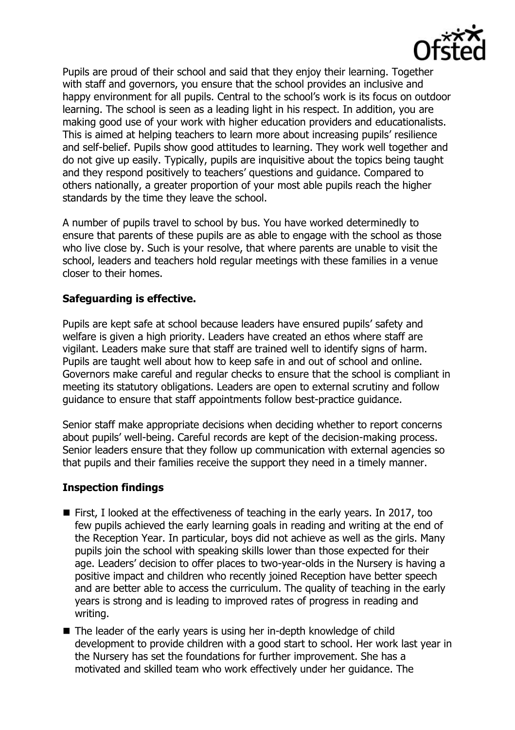Pupils are proud of their school and said that they enjoy their learning. Together with staff and governors, you ensure that the school provides an inclusive and happy environment for all pupils. Central to the school's work is its focus on outdoor learning. The school is seen as a leading light in his respect. In addition, you are making good use of your work with higher education providers and educationalists. This is aimed at helping teachers to learn more about increasing pupils' resilience and self-belief. Pupils show good attitudes to learning. They work well together and do not give up easily. Typically, pupils are inquisitive about the topics being taught and they respond positively to teachers' questions and guidance. Compared to others nationally, a greater proportion of your most able pupils reach the higher standards by the time they leave the school.

A number of pupils travel to school by bus. You have worked determinedly to ensure that parents of these pupils are as able to engage with the school as those who live close by. Such is your resolve, that where parents are unable to visit the school, leaders and teachers hold regular meetings with these families in a venue closer to their homes.

### Safeguarding is effective.

Pupils are kept safe at school because leaders have ensured pupils' safety and welfare is given a high priority. Leaders have created an ethos where staff are vigilant. Leaders make sure that staff are trained well to identify signs of harm. Pupils are taught well about how to keep safe in and out of school and online. Governors make careful and regular checks to ensure that the school is compliant in meeting its statutory obligations. Leaders are open to external scrutiny and follow guidance to ensure that staff appointments follow best-practice guidance.

Senior staff make appropriate decisions when deciding whether to report concerns about pupils' well-being. Careful records are kept of the decision-making process. Senior leaders ensure that they follow up communication with external agencies so that pupils and their families receive the support they need in a timely manner.

### Inspection findings

- First, I looked at the effectiveness of teaching in the early years. In 2017, too few pupils achieved the early learning goals in reading and writing at the end of the Reception Year. In particular, boys did not achieve as well as the girls. Many pupils join the school with speaking skills lower than those expected for their age. Leaders' decision to offer places to two-year-olds in the Nursery is having a positive impact and children who recently joined Reception have better speech and are better able to access the curriculum. The quality of teaching in the early years is strong and is leading to improved rates of progress in reading and writing.
- The leader of the early years is using her in-depth knowledge of child development to provide children with a good start to school. Her work last year in the Nursery has set the foundations for further improvement. She has a motivated and skilled team who work effectively under her guidance. The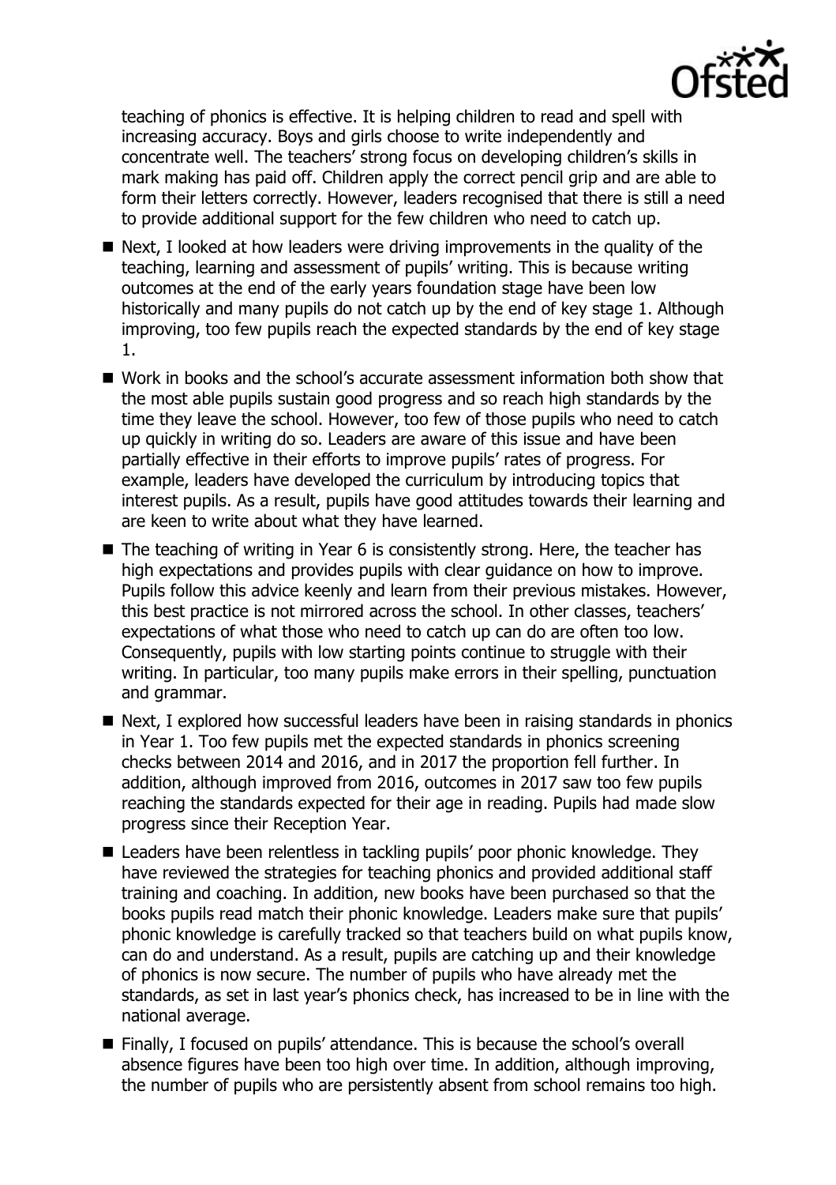teaching of phonics is effective. It is helping children to read and spell with increasing accuracy. Boys and girls choose to write independently and concentrate well. The teachers' strong focus on developing children's skills in mark making has paid off. Children apply the correct pencil grip and are able to form their letters correctly. However, leaders recognised that there is still a need to provide additional support for the few children who need to catch up.

- Next, I looked at how leaders were driving improvements in the quality of the teaching, learning and assessment of pupils' writing. This is because writing outcomes at the end of the early years foundation stage have been low historically and many pupils do not catch up by the end of key stage 1. Although improving, too few pupils reach the expected standards by the end of key stage 1.
- Work in books and the school's accurate assessment information both show that the most able pupils sustain good progress and so reach high standards by the time they leave the school. However, too few of those pupils who need to catch up quickly in writing do so. Leaders are aware of this issue and have been partially effective in their efforts to improve pupils' rates of progress. For example, leaders have developed the curriculum by introducing topics that interest pupils. As a result, pupils have good attitudes towards their learning and are keen to write about what they have learned.
- The teaching of writing in Year 6 is consistently strong. Here, the teacher has high expectations and provides pupils with clear guidance on how to improve. Pupils follow this advice keenly and learn from their previous mistakes. However, this best practice is not mirrored across the school. In other classes, teachers' expectations of what those who need to catch up can do are often too low. Consequently, pupils with low starting points continue to struggle with their writing. In particular, too many pupils make errors in their spelling, punctuation and grammar.
- Next, I explored how successful leaders have been in raising standards in phonics in Year 1. Too few pupils met the expected standards in phonics screening checks between 2014 and 2016, and in 2017 the proportion fell further. In addition, although improved from 2016, outcomes in 2017 saw too few pupils reaching the standards expected for their age in reading. Pupils had made slow progress since their Reception Year.
- Leaders have been relentless in tackling pupils' poor phonic knowledge. They have reviewed the strategies for teaching phonics and provided additional staff training and coaching. In addition, new books have been purchased so that the books pupils read match their phonic knowledge. Leaders make sure that pupils' phonic knowledge is carefully tracked so that teachers build on what pupils know, can do and understand. As a result, pupils are catching up and their knowledge of phonics is now secure. The number of pupils who have already met the standards, as set in last year's phonics check, has increased to be in line with the national average.
- Finally, I focused on pupils' attendance. This is because the school's overall absence figures have been too high over time. In addition, although improving, the number of pupils who are persistently absent from school remains too high.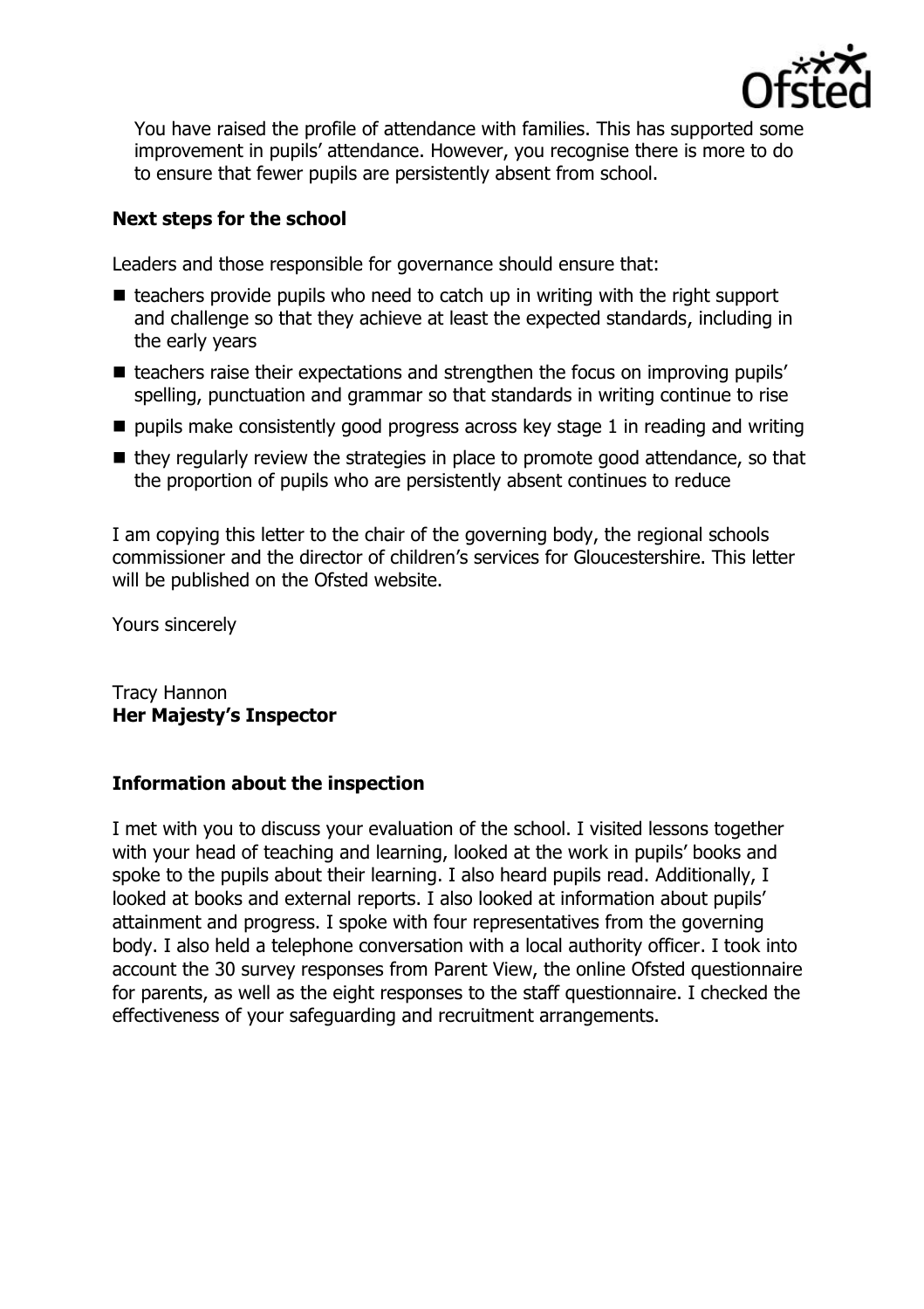You have raised the profile of attendance with families. This has supported some improvement in pupils' attendance. However, you recognise there is more to do to ensure that fewer pupils are persistently absent from school.

### Next steps for the school

Leaders and those responsible for governance should ensure that:

- teachers provide pupils who need to catch up in writing with the right support and challenge so that they achieve at least the expected standards, including in the early years
- teachers raise their expectations and strengthen the focus on improving pupils' spelling, punctuation and grammar so that standards in writing continue to rise
- pupils make consistently good progress across key stage 1 in reading and writing
- they regularly review the strategies in place to promote good attendance, so that the proportion of pupils who are persistently absent continues to reduce

I am copying this letter to the chair of the governing body, the regional schools commissioner and the director of children's services for Gloucestershire. This letter will be published on the Ofsted website.

Yours sincerely

Tracy Hannon
**Her Majesty's Inspector**

### Information about the inspection

I met with you to discuss your evaluation of the school. I visited lessons together with your head of teaching and learning, looked at the work in pupils' books and spoke to the pupils about their learning. I also heard pupils read. Additionally, I looked at books and external reports. I also looked at information about pupils' attainment and progress. I spoke with four representatives from the governing body. I also held a telephone conversation with a local authority officer. I took into account the 30 survey responses from Parent View, the online Ofsted questionnaire for parents, as well as the eight responses to the staff questionnaire. I checked the effectiveness of your safeguarding and recruitment arrangements.